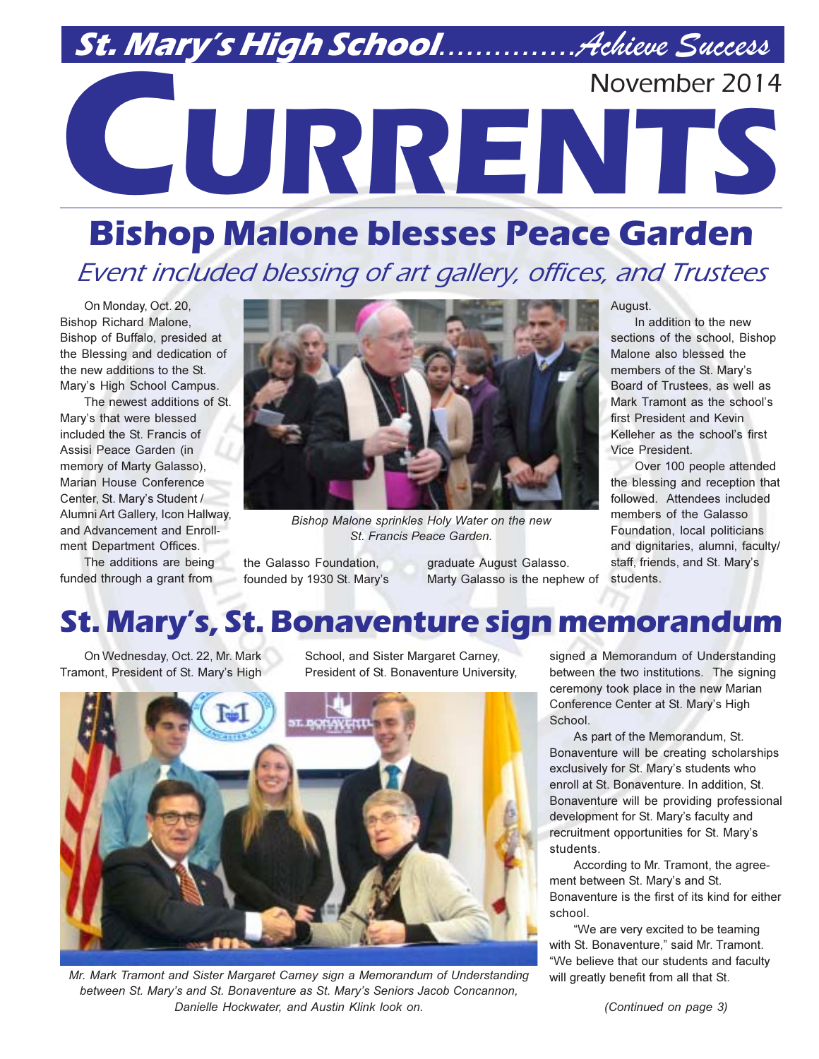**St. Mary's High School..............Achieve Success**

November 2014

# CURRENTS

## Bishop Malone blesses Peace Garden

*Event included blessing of art gallery, offices, and Trustees*

On Monday, Oct. 20, Bishop Richard Malone, Bishop of Buffalo, presided at the Blessing and dedication of the new additions to the St. Mary's High School Campus.

The newest additions of St. Mary's that were blessed included the St. Francis of Assisi Peace Garden (in memory of Marty Galasso), Marian House Conference Center, St. Mary's Student / Alumni Art Gallery, Icon Hallway, and Advancement and Enrollment Department Offices.

The additions are being funded through a grant from the Galasso Foundation, founded by 1930 St. Mary's graduate August Galasso. Marty Galasso is the nephew of August.

*Bishop Malone sprinkles Holy Water on the new St. Francis Peace Garden.*

In addition to the new sections of the school, Bishop Malone also blessed the members of the St. Mary's Board of Trustees, as well as Mark Tramont as the school's first President and Kevin Kelleher as the school's first Vice President.

Over 100 people attended the blessing and reception that followed. Attendees included members of the Galasso Foundation, local politicians and dignitaries, alumni, faculty/staff, friends, and St. Mary's students.

## St. Mary's, St. Bonaventure sign memorandum

On Wednesday, Oct. 22, Mr. Mark Tramont, President of St. Mary's High School, and Sister Margaret Carney, President of St. Bonaventure University, signed a Memorandum of Understanding between the two institutions. The signing ceremony took place in the new Marian Conference Center at St. Mary's High School.

*Mr. Mark Tramont and Sister Margaret Carney sign a Memorandum of Understanding between St. Mary's and St. Bonaventure as St. Mary's Seniors Jacob Concannon, Danielle Hockwater, and Austin Klink look on.*

As part of the Memorandum, St. Bonaventure will be creating scholarships exclusively for St. Mary's students who enroll at St. Bonaventure. In addition, St. Bonaventure will be providing professional development for St. Mary's faculty and recruitment opportunities for St. Mary's students.

According to Mr. Tramont, the agreement between St. Mary's and St. Bonaventure is the first of its kind for either school.

"We are very excited to be teaming with St. Bonaventure," said Mr. Tramont. "We believe that our students and faculty will greatly benefit from all that St.

*(Continued on page 3)*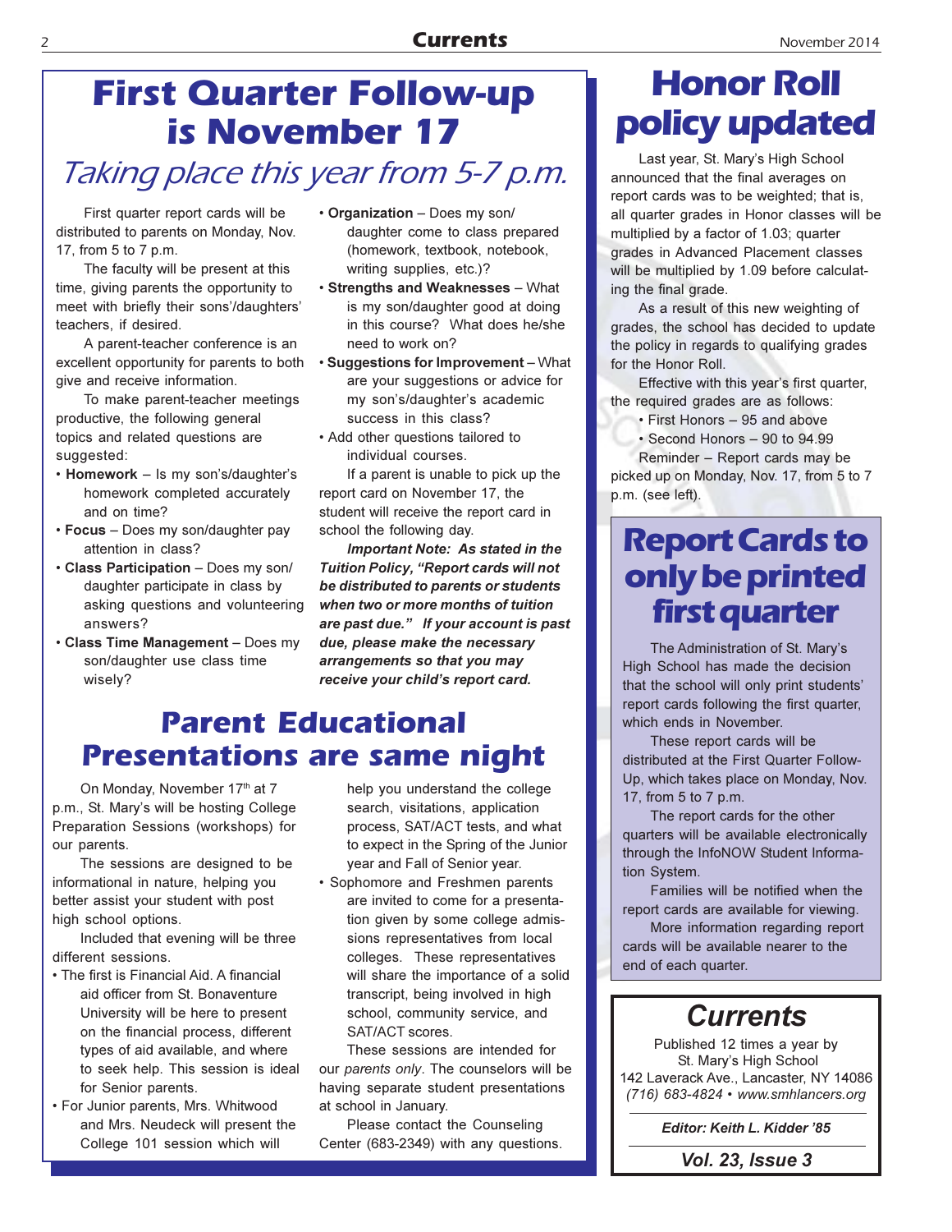# First Quarter Follow-up is November 17

## *Taking place this year from 5-7 p.m.*

First quarter report cards will be distributed to parents on Monday, Nov. 17, from 5 to 7 p.m.

The faculty will be present at this time, giving parents the opportunity to meet with briefly their sons'/daughters' teachers, if desired.

A parent-teacher conference is an excellent opportunity for parents to both give and receive information.

To make parent-teacher meetings productive, the following general topics and related questions are suggested:

- **Homework** – Is my son's/daughter's homework completed accurately and on time?
- **Focus** – Does my son/daughter pay attention in class?
- **Class Participation** – Does my son/daughter participate in class by asking questions and volunteering answers?
- **Class Time Management** – Does my son/daughter use class time wisely?
- **Organization** – Does my son/daughter come to class prepared (homework, textbook, notebook, writing supplies, etc.)?
- **Strengths and Weaknesses** – What is my son/daughter good at doing in this course? What does he/she need to work on?
- **Suggestions for Improvement** – What are your suggestions or advice for my son's/daughter's academic success in this class?
- Add other questions tailored to individual courses.

If a parent is unable to pick up the report card on November 17, the student will receive the report card in school the following day.

***Important Note: As stated in the Tuition Policy, "Report cards will not be distributed to parents or students when two or more months of tuition are past due." If your account is past due, please make the necessary arrangements so that you may receive your child's report card.***

# Parent Educational Presentations are same night

On Monday, November 17th at 7 p.m., St. Mary's will be hosting College Preparation Sessions (workshops) for our parents.

The sessions are designed to be informational in nature, helping you better assist your student with post high school options.

Included that evening will be three different sessions.

- The first is Financial Aid. A financial aid officer from St. Bonaventure University will be here to present on the financial process, different types of aid available, and where to seek help. This session is ideal for Senior parents.
- For Junior parents, Mrs. Whitwood and Mrs. Neudeck will present the College 101 session which will help you understand the college search, visitations, application process, SAT/ACT tests, and what to expect in the Spring of the Junior year and Fall of Senior year.
- Sophomore and Freshmen parents are invited to come for a presentation given by some college admissions representatives from local colleges. These representatives will share the importance of a solid transcript, being involved in high school, community service, and SAT/ACT scores.

These sessions are intended for our *parents only*. The counselors will be having separate student presentations at school in January.

Please contact the Counseling Center (683-2349) with any questions.

# Honor Roll policy updated

Last year, St. Mary's High School announced that the final averages on report cards was to be weighted; that is, all quarter grades in Honor classes will be multiplied by a factor of 1.03; quarter grades in Advanced Placement classes will be multiplied by 1.09 before calculating the final grade.

As a result of this new weighting of grades, the school has decided to update the policy in regards to qualifying grades for the Honor Roll.

Effective with this year's first quarter, the required grades are as follows:

- First Honors – 95 and above
- Second Honors – 90 to 94.99

Reminder – Report cards may be picked up on Monday, Nov. 17, from 5 to 7 p.m. (see left).

# Report Cards to only be printed first quarter

The Administration of St. Mary's High School has made the decision that the school will only print students' report cards following the first quarter, which ends in November.

These report cards will be distributed at the First Quarter Follow-Up, which takes place on Monday, Nov. 17, from 5 to 7 p.m.

The report cards for the other quarters will be available electronically through the InfoNOW Student Information System.

Families will be notified when the report cards are available for viewing.

More information regarding report cards will be available nearer to the end of each quarter.

## *Currents*

Published 12 times a year by
St. Mary's High School
142 Laverack Ave., Lancaster, NY 14086
*(716) 683-4824 • www.smhlancers.org*

***Editor: Keith L. Kidder '85***

***Vol. 23, Issue 3***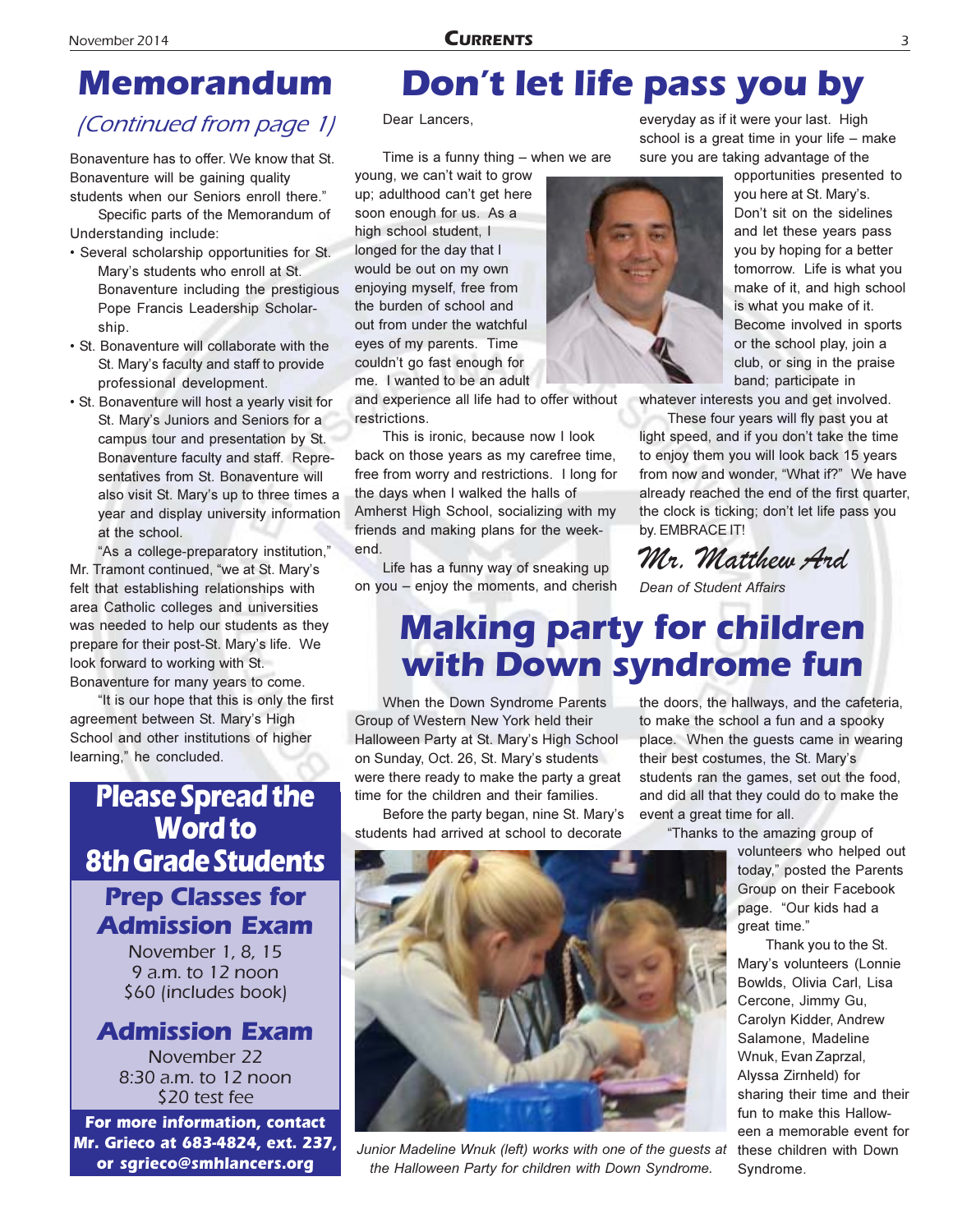# Memorandum

*(Continued from page 1)*

Bonaventure has to offer. We know that St. Bonaventure will be gaining quality students when our Seniors enroll there."

Specific parts of the Memorandum of Understanding include:

- Several scholarship opportunities for St. Mary's students who enroll at St. Bonaventure including the prestigious Pope Francis Leadership Scholarship.
- St. Bonaventure will collaborate with the St. Mary's faculty and staff to provide professional development.
- St. Bonaventure will host a yearly visit for St. Mary's Juniors and Seniors for a campus tour and presentation by St. Bonaventure faculty and staff. Representatives from St. Bonaventure will also visit St. Mary's up to three times a year and display university information at the school.

"As a college-preparatory institution," Mr. Tramont continued, "we at St. Mary's felt that establishing relationships with area Catholic colleges and universities was needed to help our students as they prepare for their post-St. Mary's life. We look forward to working with St. Bonaventure for many years to come.

"It is our hope that this is only the first agreement between St. Mary's High School and other institutions of higher learning," he concluded.

## Please Spread the Word to 8th Grade Students

### Prep Classes for Admission Exam

November 1, 8, 15
9 a.m. to 12 noon
$60 (includes book)

### Admission Exam

November 22
8:30 a.m. to 12 noon
$20 test fee

**For more information, contact Mr. Grieco at 683-4824, ext. 237, or sgrieco@smhlancers.org**

# Don't let life pass you by

Dear Lancers,

Time is a funny thing – when we are young, we can't wait to grow up; adulthood can't get here soon enough for us. As a high school student, I longed for the day that I would be out on my own enjoying myself, free from the burden of school and out from under the watchful eyes of my parents. Time couldn't go fast enough for me. I wanted to be an adult and experience all life had to offer without restrictions.

This is ironic, because now I look back on those years as my carefree time, free from worry and restrictions. I long for the days when I walked the halls of Amherst High School, socializing with my friends and making plans for the weekend.

Life has a funny way of sneaking up on you – enjoy the moments, and cherish everyday as if it were your last. High school is a great time in your life – make sure you are taking advantage of the opportunities presented to you here at St. Mary's. Don't sit on the sidelines and let these years pass you by hoping for a better tomorrow. Life is what you make of it, and high school is what you make of it. Become involved in sports or the school play, join a club, or sing in the praise band; participate in whatever interests you and get involved.

These four years will fly past you at light speed, and if you don't take the time to enjoy them you will look back 15 years from now and wonder, "What if?" We have already reached the end of the first quarter, the clock is ticking; don't let life pass you by. EMBRACE IT!

*Mr. Matthew Ard*
*Dean of Student Affairs*

# Making party for children with Down syndrome fun

When the Down Syndrome Parents Group of Western New York held their Halloween Party at St. Mary's High School on Sunday, Oct. 26, St. Mary's students were there ready to make the party a great time for the children and their families.

Before the party began, nine St. Mary's students had arrived at school to decorate the doors, the hallways, and the cafeteria, to make the school a fun and a spooky place. When the guests came in wearing their best costumes, the St. Mary's students ran the games, set out the food, and did all that they could do to make the event a great time for all.

"Thanks to the amazing group of volunteers who helped out today," posted the Parents Group on their Facebook page. "Our kids had a great time."

Thank you to the St. Mary's volunteers (Lonnie Bowlds, Olivia Carl, Lisa Cercone, Jimmy Gu, Carolyn Kidder, Andrew Salamone, Madeline Wnuk, Evan Zaprzal, Alyssa Zirnheld) for sharing their time and their fun to make this Halloween a memorable event for these children with Down Syndrome.

*Junior Madeline Wnuk (left) works with one of the guests at the Halloween Party for children with Down Syndrome.*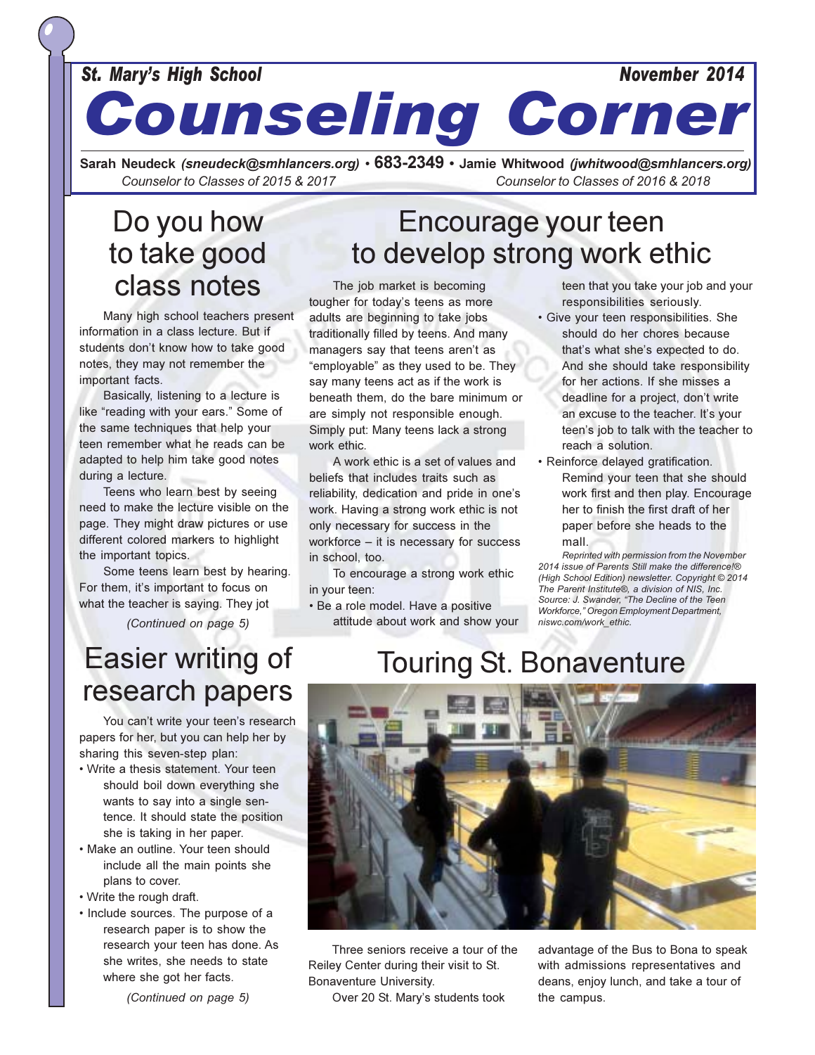St. Mary's High School

November 2014

# Counseling Corner

**Sarah Neudeck** *(sneudeck@smhlancers.org)* • **683-2349** • **Jamie Whitwood** *(jwhitwood@smhlancers.org)*

*Counselor to Classes of 2015 & 2017* — *Counselor to Classes of 2016 & 2018*

## Do you how to take good class notes

Many high school teachers present information in a class lecture. But if students don't know how to take good notes, they may not remember the important facts.

Basically, listening to a lecture is like "reading with your ears." Some of the same techniques that help your teen remember what he reads can be adapted to help him take good notes during a lecture.

Teens who learn best by seeing need to make the lecture visible on the page. They might draw pictures or use different colored markers to highlight the important topics.

Some teens learn best by hearing. For them, it's important to focus on what the teacher is saying. They jot

*(Continued on page 5)*

## Encourage your teen to develop strong work ethic

The job market is becoming tougher for today's teens as more adults are beginning to take jobs traditionally filled by teens. And many managers say that teens aren't as "employable" as they used to be. They say many teens act as if the work is beneath them, do the bare minimum or are simply not responsible enough. Simply put: Many teens lack a strong work ethic.

A work ethic is a set of values and beliefs that includes traits such as reliability, dedication and pride in one's work. Having a strong work ethic is not only necessary for success in the workforce – it is necessary for success in school, too.

To encourage a strong work ethic in your teen:

- Be a role model. Have a positive attitude about work and show your teen that you take your job and your responsibilities seriously.
- Give your teen responsibilities. She should do her chores because that's what she's expected to do. And she should take responsibility for her actions. If she misses a deadline for a project, don't write an excuse to the teacher. It's your teen's job to talk with the teacher to reach a solution.
- Reinforce delayed gratification. Remind your teen that she should work first and then play. Encourage her to finish the first draft of her paper before she heads to the mall.

*Reprinted with permission from the November 2014 issue of Parents Still make the difference!® (High School Edition) newsletter. Copyright © 2014 The Parent Institute®, a division of NIS, Inc. Source: J. Swander, "The Decline of the Teen Workforce," Oregon Employment Department, niswc.com/work_ethic.*

## Easier writing of research papers

You can't write your teen's research papers for her, but you can help her by sharing this seven-step plan:

- Write a thesis statement. Your teen should boil down everything she wants to say into a single sentence. It should state the position she is taking in her paper.
- Make an outline. Your teen should include all the main points she plans to cover.
- Write the rough draft.
- Include sources. The purpose of a research paper is to show the research your teen has done. As she writes, she needs to state where she got her facts.

*(Continued on page 5)*

## Touring St. Bonaventure

Three seniors receive a tour of the Reiley Center during their visit to St. Bonaventure University.

Over 20 St. Mary's students took advantage of the Bus to Bona to speak with admissions representatives and deans, enjoy lunch, and take a tour of the campus.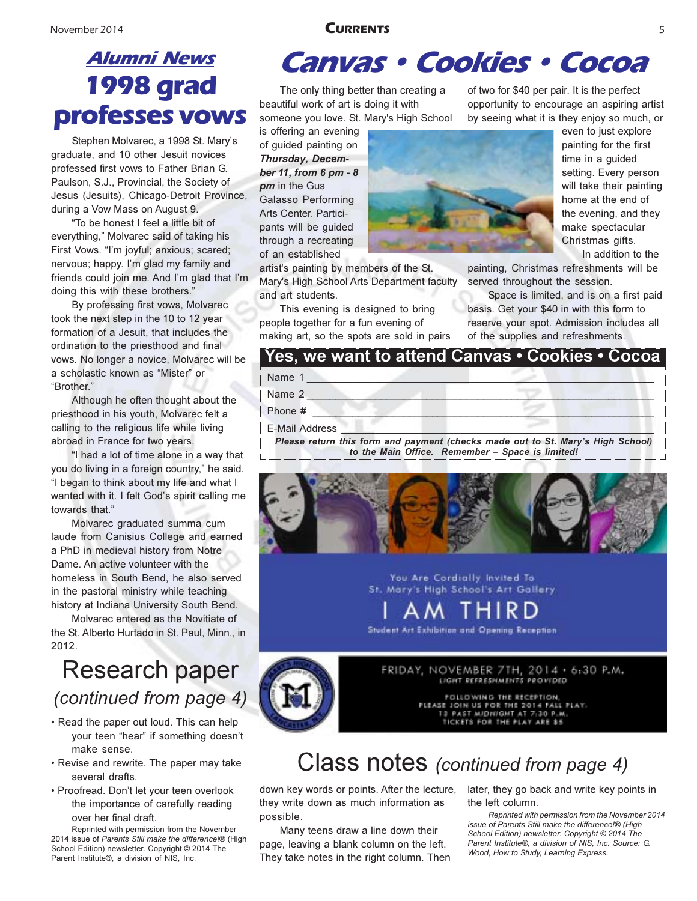## *Alumni News*

# 1998 grad professes vows

Stephen Molvarec, a 1998 St. Mary's graduate, and 10 other Jesuit novices professed first vows to Father Brian G. Paulson, S.J., Provincial, the Society of Jesus (Jesuits), Chicago-Detroit Province, during a Vow Mass on August 9.

"To be honest I feel a little bit of everything," Molvarec said of taking his First Vows. "I'm joyful; anxious; scared; nervous; happy. I'm glad my family and friends could join me. And I'm glad that I'm doing this with these brothers."

By professing first vows, Molvarec took the next step in the 10 to 12 year formation of a Jesuit, that includes the ordination to the priesthood and final vows. No longer a novice, Molvarec will be a scholastic known as "Mister" or "Brother."

Although he often thought about the priesthood in his youth, Molvarec felt a calling to the religious life while living abroad in France for two years.

"I had a lot of time alone in a way that you do living in a foreign country," he said. "I began to think about my life and what I wanted with it. I felt God's spirit calling me towards that."

Molvarec graduated summa cum laude from Canisius College and earned a PhD in medieval history from Notre Dame. An active volunteer with the homeless in South Bend, he also served in the pastoral ministry while teaching history at Indiana University South Bend.

Molvarec entered as the Novitiate of the St. Alberto Hurtado in St. Paul, Minn., in 2012.

# Research paper *(continued from page 4)*

- Read the paper out loud. This can help your teen "hear" if something doesn't make sense.
- Revise and rewrite. The paper may take several drafts.
- Proofread. Don't let your teen overlook the importance of carefully reading over her final draft.

Reprinted with permission from the November 2014 issue of *Parents Still make the difference!*® (High School Edition) newsletter. Copyright © 2014 The Parent Institute®, a division of NIS, Inc.

# *Canvas • Cookies • Cocoa*

The only thing better than creating a beautiful work of art is doing it with someone you love. St. Mary's High School is offering an evening of guided painting on ***Thursday, December 11, from 6 pm - 8 pm*** in the Gus Galasso Performing Arts Center. Participants will be guided through a recreating of an established artist's painting by members of the St. Mary's High School Arts Department faculty and art students.

This evening is designed to bring people together for a fun evening of making art, so the spots are sold in pairs of two for $40 per pair. It is the perfect opportunity to encourage an aspiring artist by seeing what it is they enjoy so much, or even to just explore painting for the first time in a guided setting. Every person will take their painting home at the end of the evening, and they make spectacular Christmas gifts.

In addition to the painting, Christmas refreshments will be served throughout the session.

Space is limited, and is on a first paid basis. Get your $40 in with this form to reserve your spot. Admission includes all of the supplies and refreshments.

**Yes, we want to attend Canvas • Cookies • Cocoa**

Name 1 ______________________________

Name 2 ______________________________

Phone # ______________________________

E-Mail Address ______________________________

***Please return this form and payment (checks made out to St. Mary's High School) to the Main Office. Remember – Space is limited!***

You Are Cordially Invited To
St. Mary's High School's Art Gallery

**I AM THIRD**

Student Art Exhibition and Opening Reception

FRIDAY, NOVEMBER 7TH, 2014 • 6:30 P.M.
LIGHT REFRESHMENTS PROVIDED

FOLLOWING THE RECEPTION,
PLEASE JOIN US FOR THE 2014 FALL PLAY.
13 PAST MIDNIGHT AT 7:30 P.M.
TICKETS FOR THE PLAY ARE $5

# Class notes *(continued from page 4)*

down key words or points. After the lecture, they write down as much information as possible.

Many teens draw a line down their page, leaving a blank column on the left. They take notes in the right column. Then later, they go back and write key points in the left column.

*Reprinted with permission from the November 2014 issue of Parents Still make the difference!® (High School Edition) newsletter. Copyright © 2014 The Parent Institute®, a division of NIS, Inc. Source: G. Wood, How to Study, Learning Express.*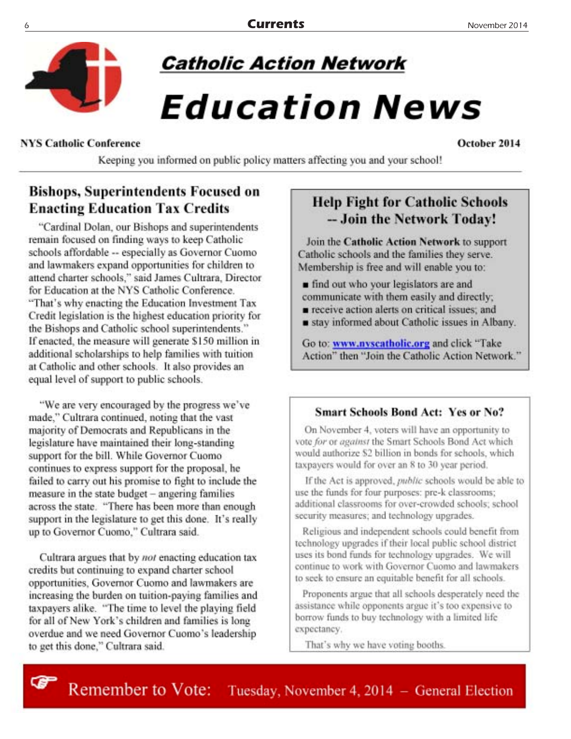# Catholic Action Network

# Education News

**NYS Catholic Conference** **October 2014**

Keeping you informed on public policy matters affecting you and your school!

## Bishops, Superintendents Focused on Enacting Education Tax Credits

"Cardinal Dolan, our Bishops and superintendents remain focused on finding ways to keep Catholic schools affordable -- especially as Governor Cuomo and lawmakers expand opportunities for children to attend charter schools," said James Cultrara, Director for Education at the NYS Catholic Conference. "That's why enacting the Education Investment Tax Credit legislation is the highest education priority for the Bishops and Catholic school superintendents." If enacted, the measure will generate $150 million in additional scholarships to help families with tuition at Catholic and other schools. It also provides an equal level of support to public schools.

"We are very encouraged by the progress we've made," Cultrara continued, noting that the vast majority of Democrats and Republicans in the legislature have maintained their long-standing support for the bill. While Governor Cuomo continues to express support for the proposal, he failed to carry out his promise to fight to include the measure in the state budget – angering families across the state. "There has been more than enough support in the legislature to get this done. It's really up to Governor Cuomo," Cultrara said.

Cultrara argues that by *not* enacting education tax credits but continuing to expand charter school opportunities, Governor Cuomo and lawmakers are increasing the burden on tuition-paying families and taxpayers alike. "The time to level the playing field for all of New York's children and families is long overdue and we need Governor Cuomo's leadership to get this done," Cultrara said.

## Help Fight for Catholic Schools -- Join the Network Today!

Join the **Catholic Action Network** to support Catholic schools and the families they serve. Membership is free and will enable you to:

- find out who your legislators are and communicate with them easily and directly;
- receive action alerts on critical issues; and
- stay informed about Catholic issues in Albany.

Go to: www.nyscatholic.org and click "Take Action" then "Join the Catholic Action Network."

## Smart Schools Bond Act: Yes or No?

On November 4, voters will have an opportunity to vote *for* or *against* the Smart Schools Bond Act which would authorize $2 billion in bonds for schools, which taxpayers would for over an 8 to 30 year period.

If the Act is approved, *public* schools would be able to use the funds for four purposes: pre-k classrooms; additional classrooms for over-crowded schools; school security measures; and technology upgrades.

Religious and independent schools could benefit from technology upgrades if their local public school district uses its bond funds for technology upgrades. We will continue to work with Governor Cuomo and lawmakers to seek to ensure an equitable benefit for all schools.

Proponents argue that all schools desperately need the assistance while opponents argue it's too expensive to borrow funds to buy technology with a limited life expectancy.

That's why we have voting booths.

**Remember to Vote: Tuesday, November 4, 2014 – General Election**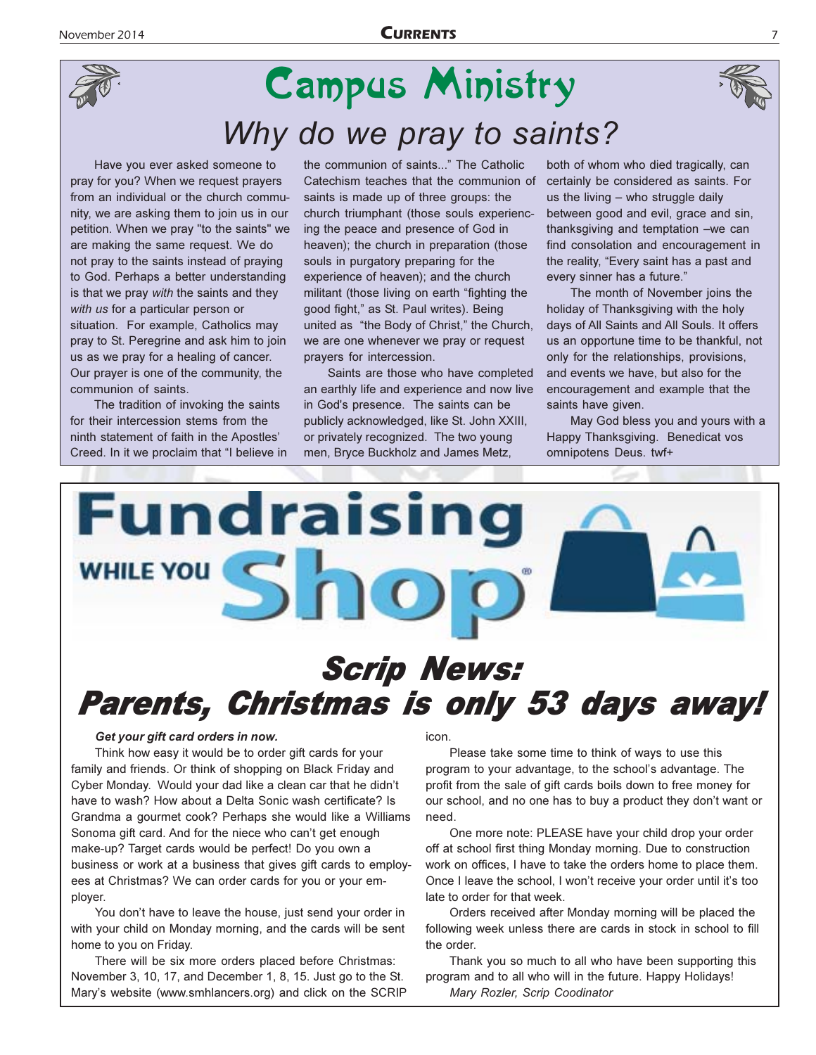# Campus Ministry

## Why do we pray to saints?

Have you ever asked someone to pray for you? When we request prayers from an individual or the church community, we are asking them to join us in our petition. When we pray "to the saints" we are making the same request. We do not pray to the saints instead of praying to God. Perhaps a better understanding is that we pray *with* the saints and they *with us* for a particular person or situation. For example, Catholics may pray to St. Peregrine and ask him to join us as we pray for a healing of cancer. Our prayer is one of the community, the communion of saints.

The tradition of invoking the saints for their intercession stems from the ninth statement of faith in the Apostles' Creed. In it we proclaim that "I believe in the communion of saints..." The Catholic Catechism teaches that the communion of saints is made up of three groups: the church triumphant (those souls experiencing the peace and presence of God in heaven); the church in preparation (those souls in purgatory preparing for the experience of heaven); and the church militant (those living on earth "fighting the good fight," as St. Paul writes). Being united as "the Body of Christ," the Church, we are one whenever we pray or request prayers for intercession.

Saints are those who have completed an earthly life and experience and now live in God's presence. The saints can be publicly acknowledged, like St. John XXIII, or privately recognized. The two young men, Bryce Buckholz and James Metz, both of whom who died tragically, can certainly be considered as saints. For us the living – who struggle daily between good and evil, grace and sin, thanksgiving and temptation –we can find consolation and encouragement in the reality, "Every saint has a past and every sinner has a future."

The month of November joins the holiday of Thanksgiving with the holy days of All Saints and All Souls. It offers us an opportune time to be thankful, not only for the relationships, provisions, and events we have, but also for the encouragement and example that the saints have given.

May God bless you and yours with a Happy Thanksgiving. Benedicat vos omnipotens Deus. twf+

# Fundraising WHILE YOU Shop®

## Scrip News: Parents, Christmas is only 53 days away!

***Get your gift card orders in now.***

Think how easy it would be to order gift cards for your family and friends. Or think of shopping on Black Friday and Cyber Monday. Would your dad like a clean car that he didn't have to wash? How about a Delta Sonic wash certificate? Is Grandma a gourmet cook? Perhaps she would like a Williams Sonoma gift card. And for the niece who can't get enough make-up? Target cards would be perfect! Do you own a business or work at a business that gives gift cards to employees at Christmas? We can order cards for you or your employer.

You don't have to leave the house, just send your order in with your child on Monday morning, and the cards will be sent home to you on Friday.

There will be six more orders placed before Christmas: November 3, 10, 17, and December 1, 8, 15. Just go to the St. Mary's website (www.smhlancers.org) and click on the SCRIP icon.

Please take some time to think of ways to use this program to your advantage, to the school's advantage. The profit from the sale of gift cards boils down to free money for our school, and no one has to buy a product they don't want or need.

One more note: PLEASE have your child drop your order off at school first thing Monday morning. Due to construction work on offices, I have to take the orders home to place them. Once I leave the school, I won't receive your order until it's too late to order for that week.

Orders received after Monday morning will be placed the following week unless there are cards in stock in school to fill the order.

Thank you so much to all who have been supporting this program and to all who will in the future. Happy Holidays!

*Mary Rozler, Scrip Coodinator*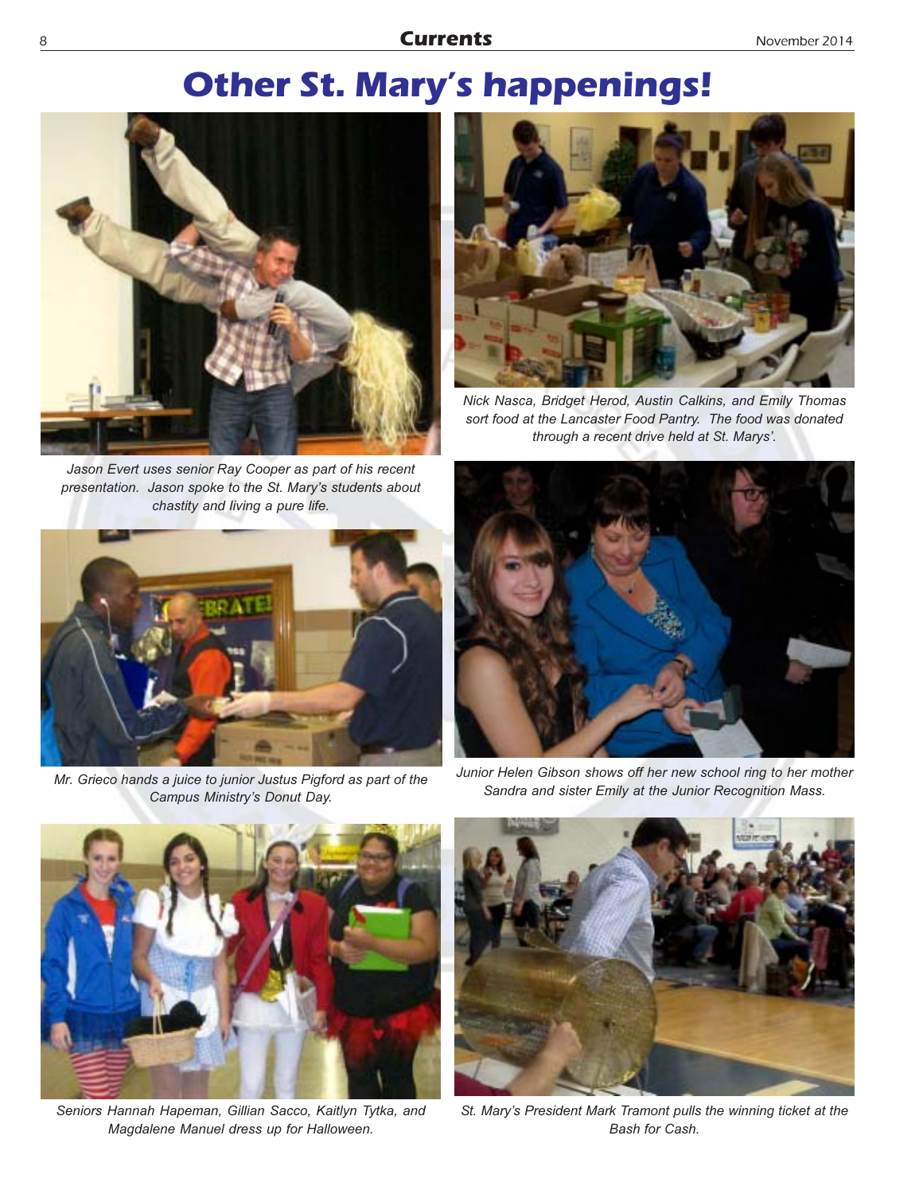# Other St. Mary's happenings!

*Jason Evert uses senior Ray Cooper as part of his recent presentation. Jason spoke to the St. Mary's students about chastity and living a pure life.*

*Nick Nasca, Bridget Herod, Austin Calkins, and Emily Thomas sort food at the Lancaster Food Pantry. The food was donated through a recent drive held at St. Marys'.*

*Mr. Grieco hands a juice to junior Justus Pigford as part of the Campus Ministry's Donut Day.*

*Junior Helen Gibson shows off her new school ring to her mother Sandra and sister Emily at the Junior Recognition Mass.*

*Seniors Hannah Hapeman, Gillian Sacco, Kaitlyn Tytka, and Magdalene Manuel dress up for Halloween.*

*St. Mary's President Mark Tramont pulls the winning ticket at the Bash for Cash.*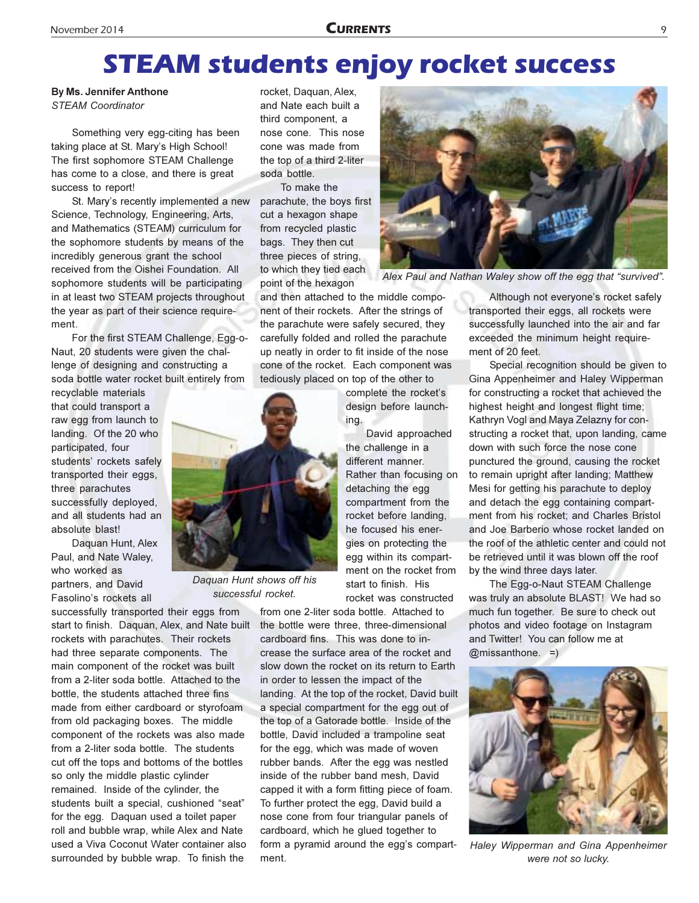# STEAM students enjoy rocket success

**By Ms. Jennifer Anthone**
*STEAM Coordinator*

Something very egg-citing has been taking place at St. Mary's High School! The first sophomore STEAM Challenge has come to a close, and there is great success to report!

St. Mary's recently implemented a new Science, Technology, Engineering, Arts, and Mathematics (STEAM) curriculum for the sophomore students by means of the incredibly generous grant the school received from the Oishei Foundation. All sophomore students will be participating in at least two STEAM projects throughout the year as part of their science requirement.

For the first STEAM Challenge, Egg-o-Naut, 20 students were given the challenge of designing and constructing a soda bottle water rocket built entirely from recyclable materials that could transport a raw egg from launch to landing. Of the 20 who participated, four students' rockets safely transported their eggs, three parachutes successfully deployed, and all students had an absolute blast!

Daquan Hunt, Alex Paul, and Nate Waley, who worked as partners, and David Fasolino's rockets all successfully transported their eggs from start to finish. Daquan, Alex, and Nate built rockets with parachutes. Their rockets had three separate components. The main component of the rocket was built from a 2-liter soda bottle. Attached to the bottle, the students attached three fins made from either cardboard or styrofoam from old packaging boxes. The middle component of the rockets was also made from a 2-liter soda bottle. The students cut off the tops and bottoms of the bottles so only the middle plastic cylinder remained. Inside of the cylinder, the students built a special, cushioned "seat" for the egg. Daquan used a toilet paper roll and bubble wrap, while Alex and Nate used a Viva Coconut Water container also surrounded by bubble wrap. To finish the rocket, Daquan, Alex, and Nate each built a third component, a nose cone. This nose cone was made from the top of a third 2-liter soda bottle.

*Daquan Hunt shows off his successful rocket.*

To make the parachute, the boys first cut a hexagon shape from recycled plastic bags. They then cut three pieces of string, to which they tied each point of the hexagon and then attached to the middle component of their rockets. After the strings of the parachute were safely secured, they carefully folded and rolled the parachute up neatly in order to fit inside of the nose cone of the rocket. Each component was tediously placed on top of the other to complete the rocket's design before launching.

*Alex Paul and Nathan Waley show off the egg that "survived".*

David approached the challenge in a different manner. Rather than focusing on detaching the egg compartment from the rocket before landing, he focused his energies on protecting the egg within its compartment on the rocket from start to finish. His rocket was constructed from one 2-liter soda bottle. Attached to the bottle were three, three-dimensional cardboard fins. This was done to increase the surface area of the rocket and slow down the rocket on its return to Earth in order to lessen the impact of the landing. At the top of the rocket, David built a special compartment for the egg out of the top of a Gatorade bottle. Inside of the bottle, David included a trampoline seat for the egg, which was made of woven rubber bands. After the egg was nestled inside of the rubber band mesh, David capped it with a form fitting piece of foam. To further protect the egg, David build a nose cone from four triangular panels of cardboard, which he glued together to form a pyramid around the egg's compartment.

Although not everyone's rocket safely transported their eggs, all rockets were successfully launched into the air and far exceeded the minimum height requirement of 20 feet.

Special recognition should be given to Gina Appenheimer and Haley Wipperman for constructing a rocket that achieved the highest height and longest flight time; Kathryn Vogl and Maya Zelazny for constructing a rocket that, upon landing, came down with such force the nose cone punctured the ground, causing the rocket to remain upright after landing; Matthew Mesi for getting his parachute to deploy and detach the egg containing compartment from his rocket; and Charles Bristol and Joe Barberio whose rocket landed on the roof of the athletic center and could not be retrieved until it was blown off the roof by the wind three days later.

The Egg-o-Naut STEAM Challenge was truly an absolute BLAST! We had so much fun together. Be sure to check out photos and video footage on Instagram and Twitter! You can follow me at @missanthone. =)

*Haley Wipperman and Gina Appenheimer were not so lucky.*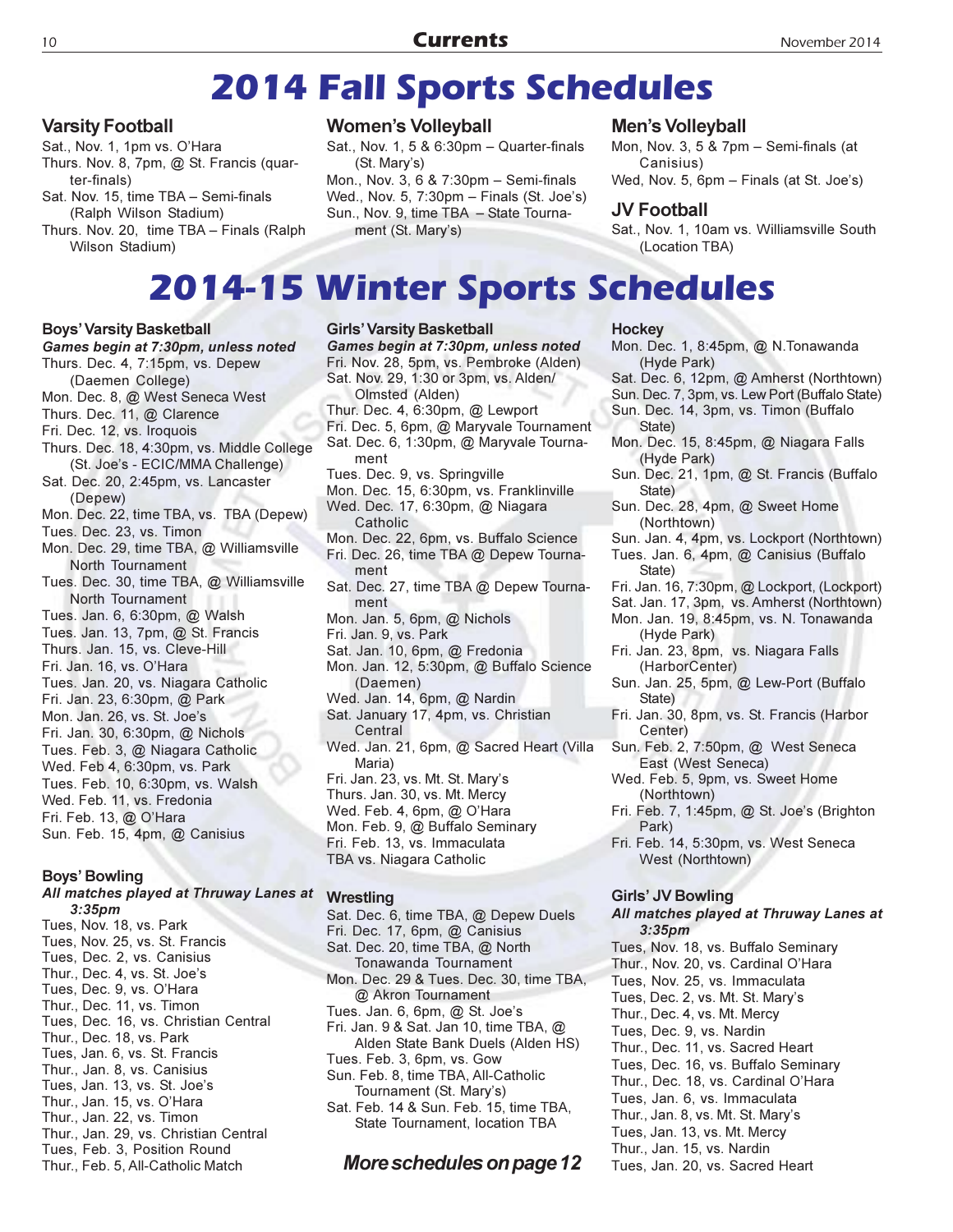# 2014 Fall Sports Schedules

### Varsity Football

Sat., Nov. 1, 1pm vs. O'Hara
Thurs. Nov. 8, 7pm, @ St. Francis (quarter-finals)
Sat. Nov. 15, time TBA – Semi-finals (Ralph Wilson Stadium)
Thurs. Nov. 20, time TBA – Finals (Ralph Wilson Stadium)

### Women's Volleyball

Sat., Nov. 1, 5 & 6:30pm – Quarter-finals (St. Mary's)
Mon., Nov. 3, 6 & 7:30pm – Semi-finals
Wed., Nov. 5, 7:30pm – Finals (St. Joe's)
Sun., Nov. 9, time TBA – State Tournament (St. Mary's)

### Men's Volleyball

Mon, Nov. 3, 5 & 7pm – Semi-finals (at Canisius)
Wed, Nov. 5, 6pm – Finals (at St. Joe's)

### JV Football

Sat., Nov. 1, 10am vs. Williamsville South (Location TBA)

# 2014-15 Winter Sports Schedules

### Boys' Varsity Basketball

***Games begin at 7:30pm, unless noted***

Thurs. Dec. 4, 7:15pm, vs. Depew (Daemen College)
Mon. Dec. 8, @ West Seneca West
Thurs. Dec. 11, @ Clarence
Fri. Dec. 12, vs. Iroquois
Thurs. Dec. 18, 4:30pm, vs. Middle College (St. Joe's - ECIC/MMA Challenge)
Sat. Dec. 20, 2:45pm, vs. Lancaster (Depew)
Mon. Dec. 22, time TBA, vs. TBA (Depew)
Tues. Dec. 23, vs. Timon
Mon. Dec. 29, time TBA, @ Williamsville North Tournament
Tues. Dec. 30, time TBA, @ Williamsville North Tournament
Tues. Jan. 6, 6:30pm, @ Walsh
Tues. Jan. 13, 7pm, @ St. Francis
Thurs. Jan. 15, vs. Cleve-Hill
Fri. Jan. 16, vs. O'Hara
Tues. Jan. 20, vs. Niagara Catholic
Fri. Jan. 23, 6:30pm, @ Park
Mon. Jan. 26, vs. St. Joe's
Fri. Jan. 30, 6:30pm, @ Nichols
Tues. Feb. 3, @ Niagara Catholic
Wed. Feb 4, 6:30pm, vs. Park
Tues. Feb. 10, 6:30pm, vs. Walsh
Wed. Feb. 11, vs. Fredonia
Fri. Feb. 13, @ O'Hara
Sun. Feb. 15, 4pm, @ Canisius

### Boys' Bowling

***All matches played at Thruway Lanes at 3:35pm***

Tues, Nov. 18, vs. Park
Tues, Nov. 25, vs. St. Francis
Tues, Dec. 2, vs. Canisius
Thur., Dec. 4, vs. St. Joe's
Tues, Dec. 9, vs. O'Hara
Thur., Dec. 11, vs. Timon
Tues, Dec. 16, vs. Christian Central
Thur., Dec. 18, vs. Park
Tues, Jan. 6, vs. St. Francis
Thur., Jan. 8, vs. Canisius
Tues, Jan. 13, vs. St. Joe's
Thur., Jan. 15, vs. O'Hara
Thur., Jan. 22, vs. Timon
Thur., Jan. 29, vs. Christian Central
Tues, Feb. 3, Position Round
Thur., Feb. 5, All-Catholic Match

### Girls' Varsity Basketball

***Games begin at 7:30pm, unless noted***

Fri. Nov. 28, 5pm, vs. Pembroke (Alden)
Sat. Nov. 29, 1:30 or 3pm, vs. Alden/ Olmsted (Alden)
Thur. Dec. 4, 6:30pm, @ Lewport
Fri. Dec. 5, 6pm, @ Maryvale Tournament
Sat. Dec. 6, 1:30pm, @ Maryvale Tournament
Tues. Dec. 9, vs. Springville
Mon. Dec. 15, 6:30pm, vs. Franklinville
Wed. Dec. 17, 6:30pm, @ Niagara Catholic
Mon. Dec. 22, 6pm, vs. Buffalo Science
Fri. Dec. 26, time TBA @ Depew Tournament
Sat. Dec. 27, time TBA @ Depew Tournament
Mon. Jan. 5, 6pm, @ Nichols
Fri. Jan. 9, vs. Park
Sat. Jan. 10, 6pm, @ Fredonia
Mon. Jan. 12, 5:30pm, @ Buffalo Science (Daemen)
Wed. Jan. 14, 6pm, @ Nardin
Sat. January 17, 4pm, vs. Christian Central
Wed. Jan. 21, 6pm, @ Sacred Heart (Villa Maria)
Fri. Jan. 23, vs. Mt. St. Mary's
Thurs. Jan. 30, vs. Mt. Mercy
Wed. Feb. 4, 6pm, @ O'Hara
Mon. Feb. 9, @ Buffalo Seminary
Fri. Feb. 13, vs. Immaculata
TBA vs. Niagara Catholic

### Wrestling

Sat. Dec. 6, time TBA, @ Depew Duels
Fri. Dec. 17, 6pm, @ Canisius
Sat. Dec. 20, time TBA, @ North Tonawanda Tournament
Mon. Dec. 29 & Tues. Dec. 30, time TBA, @ Akron Tournament
Tues. Jan. 6, 6pm, @ St. Joe's
Fri. Jan. 9 & Sat. Jan 10, time TBA, @ Alden State Bank Duels (Alden HS)
Tues. Feb. 3, 6pm, vs. Gow
Sun. Feb. 8, time TBA, All-Catholic Tournament (St. Mary's)
Sat. Feb. 14 & Sun. Feb. 15, time TBA, State Tournament, location TBA

***More schedules on page 12***

### Hockey

Mon. Dec. 1, 8:45pm, @ N.Tonawanda (Hyde Park)
Sat. Dec. 6, 12pm, @ Amherst (Northtown)
Sun. Dec. 7, 3pm, vs. Lew Port (Buffalo State)
Sun. Dec. 14, 3pm, vs. Timon (Buffalo State)
Mon. Dec. 15, 8:45pm, @ Niagara Falls (Hyde Park)
Sun. Dec. 21, 1pm, @ St. Francis (Buffalo State)
Sun. Dec. 28, 4pm, @ Sweet Home (Northtown)
Sun. Jan. 4, 4pm, vs. Lockport (Northtown)
Tues. Jan. 6, 4pm, @ Canisius (Buffalo State)
Fri. Jan. 16, 7:30pm, @ Lockport, (Lockport)
Sat. Jan. 17, 3pm, vs. Amherst (Northtown)
Mon. Jan. 19, 8:45pm, vs. N. Tonawanda (Hyde Park)
Fri. Jan. 23, 8pm, vs. Niagara Falls (HarborCenter)
Sun. Jan. 25, 5pm, @ Lew-Port (Buffalo State)
Fri. Jan. 30, 8pm, vs. St. Francis (Harbor Center)
Sun. Feb. 2, 7:50pm, @ West Seneca East (West Seneca)
Wed. Feb. 5, 9pm, vs. Sweet Home (Northtown)
Fri. Feb. 7, 1:45pm, @ St. Joe's (Brighton Park)
Fri. Feb. 14, 5:30pm, vs. West Seneca West (Northtown)

### Girls' JV Bowling

***All matches played at Thruway Lanes at 3:35pm***

Tues, Nov. 18, vs. Buffalo Seminary
Thur., Nov. 20, vs. Cardinal O'Hara
Tues, Nov. 25, vs. Immaculata
Tues, Dec. 2, vs. Mt. St. Mary's
Thur., Dec. 4, vs. Mt. Mercy
Tues, Dec. 9, vs. Nardin
Thur., Dec. 11, vs. Sacred Heart
Tues, Dec. 16, vs. Buffalo Seminary
Thur., Dec. 18, vs. Cardinal O'Hara
Tues, Jan. 6, vs. Immaculata
Thur., Jan. 8, vs. Mt. St. Mary's
Tues, Jan. 13, vs. Mt. Mercy
Thur., Jan. 15, vs. Nardin
Tues, Jan. 20, vs. Sacred Heart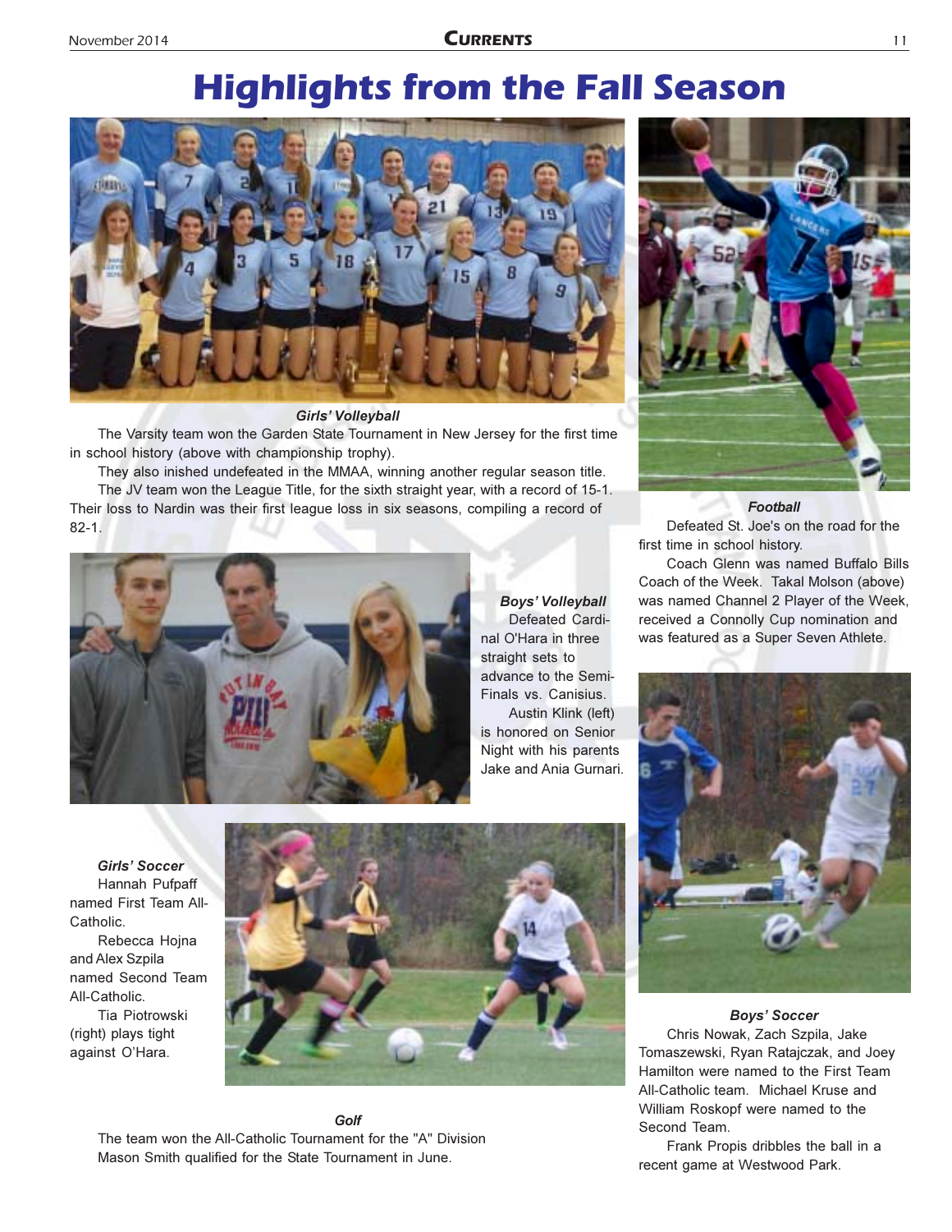# Highlights from the Fall Season

***Girls' Volleyball***

The Varsity team won the Garden State Tournament in New Jersey for the first time in school history (above with championship trophy).

They also inished undefeated in the MMAA, winning another regular season title.

The JV team won the League Title, for the sixth straight year, with a record of 15-1. Their loss to Nardin was their first league loss in six seasons, compiling a record of 82-1.

***Boys' Volleyball***

Defeated Cardinal O'Hara in three straight sets to advance to the Semi-Finals vs. Canisius.

Austin Klink (left) is honored on Senior Night with his parents Jake and Ania Gurnari.

***Girls' Soccer***

Hannah Pufpaff named First Team All-Catholic.

Rebecca Hojna and Alex Szpila named Second Team All-Catholic.

Tia Piotrowski (right) plays tight against O'Hara.

***Golf***

The team won the All-Catholic Tournament for the "A" Division Mason Smith qualified for the State Tournament in June.

***Football***

Defeated St. Joe's on the road for the first time in school history.

Coach Glenn was named Buffalo Bills Coach of the Week. Takal Molson (above) was named Channel 2 Player of the Week, received a Connolly Cup nomination and was featured as a Super Seven Athlete.

***Boys' Soccer***

Chris Nowak, Zach Szpila, Jake Tomaszewski, Ryan Ratajczak, and Joey Hamilton were named to the First Team All-Catholic team. Michael Kruse and William Roskopf were named to the Second Team.

Frank Propis dribbles the ball in a recent game at Westwood Park.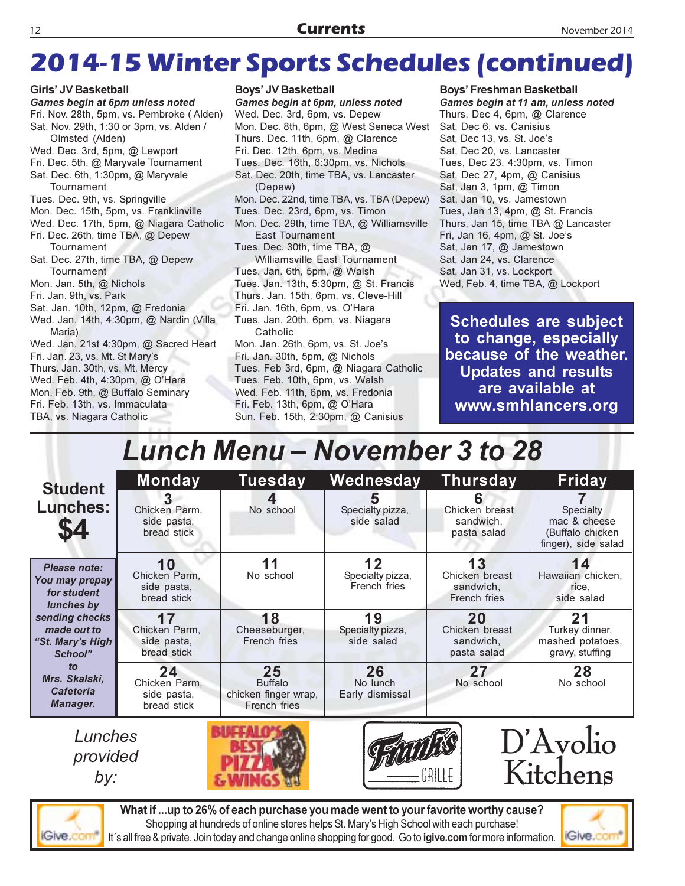# 2014-15 Winter Sports Schedules (continued)

### Girls' JV Basketball

***Games begin at 6pm unless noted***

Fri. Nov. 28th, 5pm, vs. Pembroke ( Alden)
Sat. Nov. 29th, 1:30 or 3pm, vs. Alden / Olmsted (Alden)
Wed. Dec. 3rd, 5pm, @ Lewport
Fri. Dec. 5th, @ Maryvale Tournament
Sat. Dec. 6th, 1:30pm, @ Maryvale Tournament
Tues. Dec. 9th, vs. Springville
Mon. Dec. 15th, 5pm, vs. Franklinville
Wed. Dec. 17th, 5pm, @ Niagara Catholic
Fri. Dec. 26th, time TBA, @ Depew Tournament
Sat. Dec. 27th, time TBA, @ Depew Tournament
Mon. Jan. 5th, @ Nichols
Fri. Jan. 9th, vs. Park
Sat. Jan. 10th, 12pm, @ Fredonia
Wed. Jan. 14th, 4:30pm, @ Nardin (Villa Maria)
Wed. Jan. 21st 4:30pm, @ Sacred Heart
Fri. Jan. 23, vs. Mt. St Mary's
Thurs. Jan. 30th, vs. Mt. Mercy
Wed. Feb. 4th, 4:30pm, @ O'Hara
Mon. Feb. 9th, @ Buffalo Seminary
Fri. Feb. 13th, vs. Immaculata
TBA, vs. Niagara Catholic

### Boys' JV Basketball

***Games begin at 6pm, unless noted***

Wed. Dec. 3rd, 6pm, vs. Depew
Mon. Dec. 8th, 6pm, @ West Seneca West
Thurs. Dec. 11th, 6pm, @ Clarence
Fri. Dec. 12th, 6pm, vs. Medina
Tues. Dec. 16th, 6:30pm, vs. Nichols
Sat. Dec. 20th, time TBA, vs. Lancaster (Depew)
Mon. Dec. 22nd, time TBA, vs. TBA (Depew)
Tues. Dec. 23rd, 6pm, vs. Timon
Mon. Dec. 29th, time TBA, @ Williamsville East Tournament
Tues. Dec. 30th, time TBA, @ Williamsville East Tournament
Tues. Jan. 6th, 5pm, @ Walsh
Tues. Jan. 13th, 5:30pm, @ St. Francis
Thurs. Jan. 15th, 6pm, vs. Cleve-Hill
Fri. Jan. 16th, 6pm, vs. O'Hara
Tues. Jan. 20th, 6pm, vs. Niagara Catholic
Mon. Jan. 26th, 6pm, vs. St. Joe's
Fri. Jan. 30th, 5pm, @ Nichols
Tues. Feb 3rd, 6pm, @ Niagara Catholic
Tues. Feb. 10th, 6pm, vs. Walsh
Wed. Feb. 11th, 6pm, vs. Fredonia
Fri. Feb. 13th, 6pm, @ O'Hara
Sun. Feb. 15th, 2:30pm, @ Canisius

### Boys' Freshman Basketball

***Games begin at 11 am, unless noted***

Thurs, Dec 4, 6pm, @ Clarence
Sat, Dec 6, vs. Canisius
Sat, Dec 13, vs. St. Joe's
Sat, Dec 20, vs. Lancaster
Tues, Dec 23, 4:30pm, vs. Timon
Sat, Dec 27, 4pm, @ Canisius
Sat, Jan 3, 1pm, @ Timon
Sat, Jan 10, vs. Jamestown
Tues, Jan 13, 4pm, @ St. Francis
Thurs, Jan 15, time TBA @ Lancaster
Fri, Jan 16, 4pm, @ St. Joe's
Sat, Jan 17, @ Jamestown
Sat, Jan 24, vs. Clarence
Sat, Jan 31, vs. Lockport
Wed, Feb. 4, time TBA, @ Lockport

**Schedules are subject to change, especially because of the weather. Updates and results are available at www.smhlancers.org**

# *Lunch Menu – November 3 to 28*

**Student Lunches: $4**

***Please note: You may prepay for student lunches by sending checks made out to "St. Mary's High School" to Mrs. Skalski, Cafeteria Manager.***

| Monday | Tuesday | Wednesday | Thursday | Friday |
|---|---|---|---|---|
| **3** Chicken Parm, side pasta, bread stick | **4** No school | **5** Specialty pizza, side salad | **6** Chicken breast sandwich, pasta salad | **7** Specialty mac & cheese (Buffalo chicken finger), side salad |
| **10** Chicken Parm, side pasta, bread stick | **11** No school | **12** Specialty pizza, French fries | **13** Chicken breast sandwich, French fries | **14** Hawaiian chicken, rice, side salad |
| **17** Chicken Parm, side pasta, bread stick | **18** Cheeseburger, French fries | **19** Specialty pizza, side salad | **20** Chicken breast sandwich, pasta salad | **21** Turkey dinner, mashed potatoes, gravy, stuffing |
| **24** Chicken Parm, side pasta, bread stick | **25** Buffalo chicken finger wrap, French fries | **26** No lunch Early dismissal | **27** No school | **28** No school |

*Lunches provided by:* Buffalo's Best Pizza & Wings, Frank's Grille, D'Avolio Kitchens

**What if ...up to 26% of each purchase you made went to your favorite worthy cause?**
Shopping at hundreds of online stores helps St. Mary's High School with each purchase!
It's all free & private. Join today and change online shopping for good. Go to **igive.com** for more information.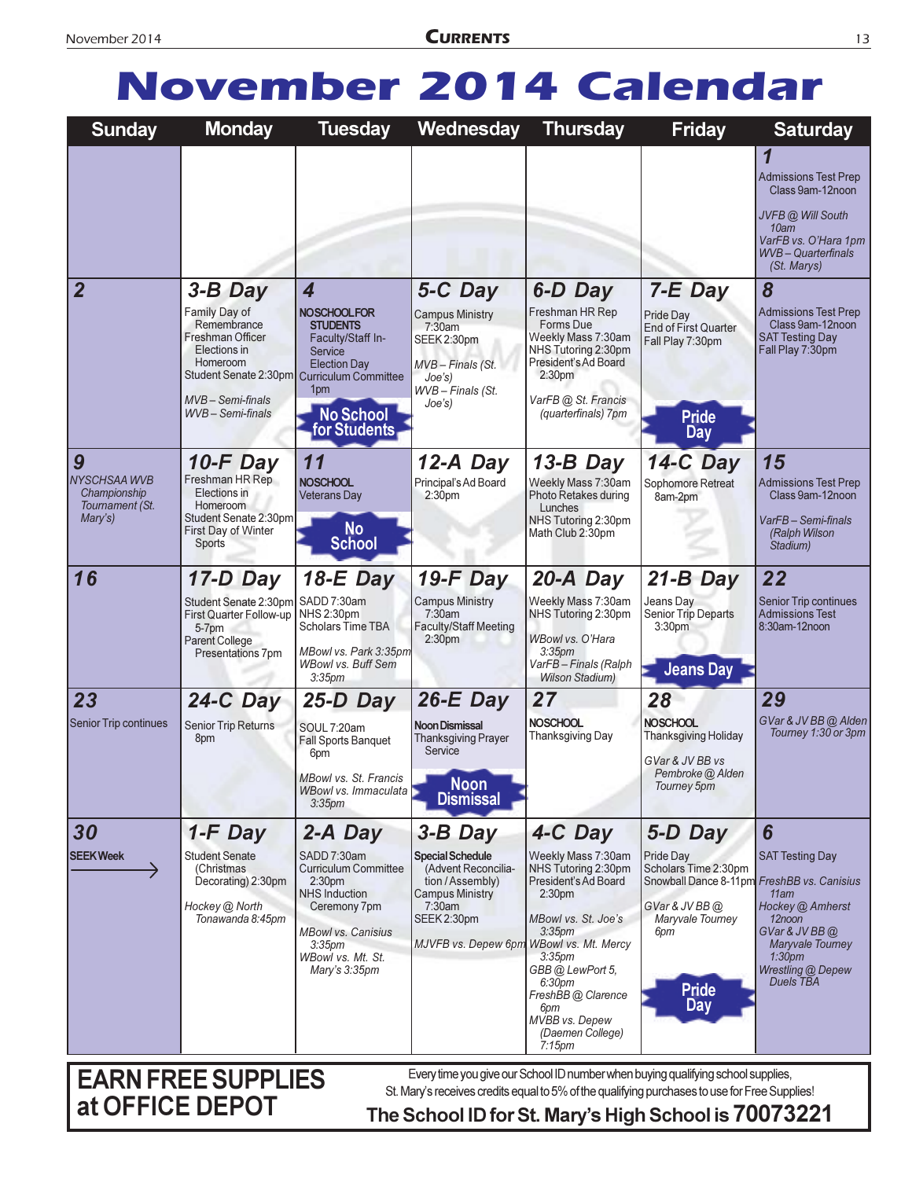# November 2014 Calendar

| Sunday | Monday | Tuesday | Wednesday | Thursday | Friday | Saturday |
|---|---|---|---|---|---|---|
| | | | | | | **1** Admissions Test Prep Class 9am-12noon<br>*JVFB @ Will South 10am*<br>*VarFB vs. O'Hara 1pm*<br>*WVB – Quarterfinals (St. Marys)* |
| **2** | **3-B Day** Family Day of Remembrance<br>Freshman Officer Elections in Homeroom<br>Student Senate 2:30pm<br>*MVB – Semi-finals*<br>*WVB – Semi-finals* | **4** **NO SCHOOL FOR STUDENTS**<br>Faculty/Staff In-Service<br>Election Day<br>Curriculum Committee 1pm<br>**No School for Students** | **5-C Day** Campus Ministry 7:30am<br>SEEK 2:30pm<br>*MVB – Finals (St. Joe's)*<br>*WVB – Finals (St. Joe's)* | **6-D Day** Freshman HR Rep Forms Due<br>Weekly Mass 7:30am<br>NHS Tutoring 2:30pm<br>President's Ad Board 2:30pm<br>*VarFB @ St. Francis (quarterfinals) 7pm* | **7-E Day** Pride Day<br>End of First Quarter<br>Fall Play 7:30pm<br>**Pride Day** | **8** Admissions Test Prep Class 9am-12noon<br>SAT Testing Day<br>Fall Play 7:30pm |
| **9** *NYSCHSAA WVB Championship Tournament (St. Mary's)* | **10-F Day** Freshman HR Rep Elections in Homeroom<br>Student Senate 2:30pm<br>First Day of Winter Sports | **11** **NO SCHOOL**<br>Veterans Day<br>**No School** | **12-A Day** Principal's Ad Board 2:30pm | **13-B Day** Weekly Mass 7:30am<br>Photo Retakes during Lunches<br>NHS Tutoring 2:30pm<br>Math Club 2:30pm | **14-C Day** Sophomore Retreat 8am-2pm | **15** Admissions Test Prep Class 9am-12noon<br>*VarFB – Semi-finals (Ralph Wilson Stadium)* |
| **16** | **17-D Day** Student Senate 2:30pm<br>First Quarter Follow-up 5-7pm<br>Parent College Presentations 7pm | **18-E Day** SADD 7:30am<br>NHS 2:30pm<br>Scholars Time TBA<br>*MBowl vs. Park 3:35pm*<br>*WBowl vs. Buff Sem 3:35pm* | **19-F Day** Campus Ministry 7:30am<br>Faculty/Staff Meeting 2:30pm | **20-A Day** Weekly Mass 7:30am<br>NHS Tutoring 2:30pm<br>*WBowl vs. O'Hara 3:35pm*<br>*VarFB – Finals (Ralph Wilson Stadium)* | **21-B Day** Jeans Day<br>Senior Trip Departs 3:30pm<br>**Jeans Day** | **22** Senior Trip continues<br>Admissions Test 8:30am-12noon |
| **23** Senior Trip continues | **24-C Day** Senior Trip Returns 8pm | **25-D Day** SOUL 7:20am<br>Fall Sports Banquet 6pm<br>*MBowl vs. St. Francis*<br>*WBowl vs. Immaculata 3:35pm* | **26-E Day** **Noon Dismissal**<br>Thanksgiving Prayer Service<br>**Noon Dismissal** | **27** **NO SCHOOL**<br>Thanksgiving Day | **28** **NO SCHOOL**<br>Thanksgiving Holiday<br>*GVar & JV BB vs Pembroke @ Alden Tourney 5pm* | **29** *GVar & JV BB @ Alden Tourney 1:30 or 3pm* |
| **30** **SEEK Week** → | **1-F Day** Student Senate (Christmas Decorating) 2:30pm<br>*Hockey @ North Tonawanda 8:45pm* | **2-A Day** SADD 7:30am<br>Curriculum Committee 2:30pm<br>NHS Induction Ceremony 7pm<br>*MBowl vs. Canisius 3:35pm*<br>*WBowl vs. Mt. St. Mary's 3:35pm* | **3-B Day** **Special Schedule** (Advent Reconciliation / Assembly)<br>Campus Ministry 7:30am<br>SEEK 2:30pm<br>*MJVFB vs. Depew 6pm* | **4-C Day** Weekly Mass 7:30am<br>NHS Tutoring 2:30pm<br>President's Ad Board 2:30pm<br>*MBowl vs. St. Joe's 3:35pm*<br>*WBowl vs. Mt. Mercy 3:35pm*<br>*GBB @ LewPort 5, 6:30pm*<br>*FreshBB @ Clarence 6pm*<br>*MVBB vs. Depew (Daemen College) 7:15pm* | **5-D Day** Pride Day<br>Scholars Time 2:30pm<br>Snowball Dance 8-11pm<br>*GVar & JV BB @ Maryvale Tourney 6pm*<br>**Pride Day** | **6** SAT Testing Day<br>*FreshBB vs. Canisius 11am*<br>*Hockey @ Amherst 12noon*<br>*GVar & JV BB @ Maryvale Tourney 1:30pm*<br>*Wrestling @ Depew Duels TBA* |

**EARN FREE SUPPLIES at OFFICE DEPOT**

Every time you give our School ID number when buying qualifying school supplies, St. Mary's receives credits equal to 5% of the qualifying purchases to use for Free Supplies!

**The School ID for St. Mary's High School is 70073221**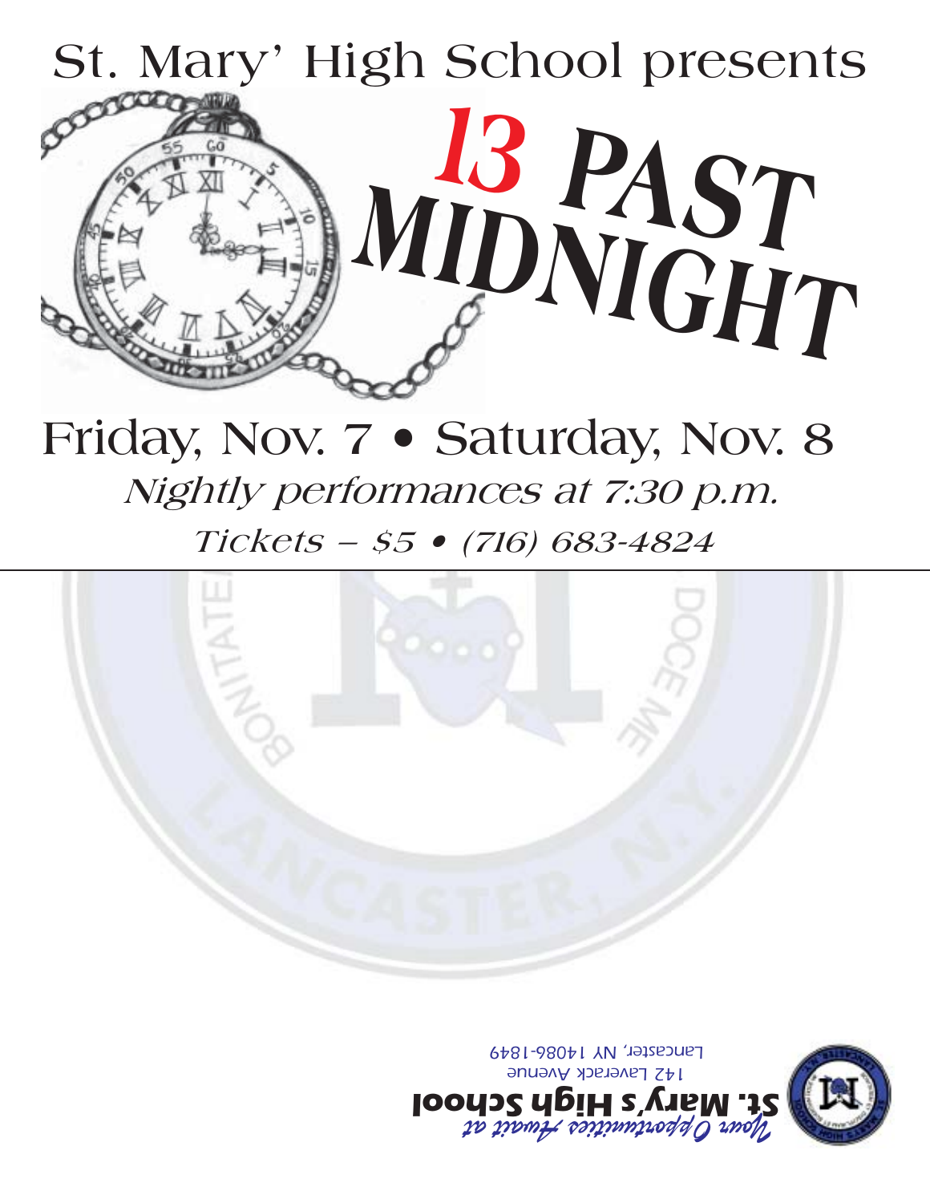St. Mary' High School presents

# 13 PAST MIDNIGHT

## Friday, Nov. 7 • Saturday, Nov. 8

*Nightly performances at 7:30 p.m.*

*Tickets – $5 • (716) 683-4824*

*Your Opportunities Await at*

**St. Mary's High School**

142 Laverack Avenue

Lancaster, NY 14086-1849